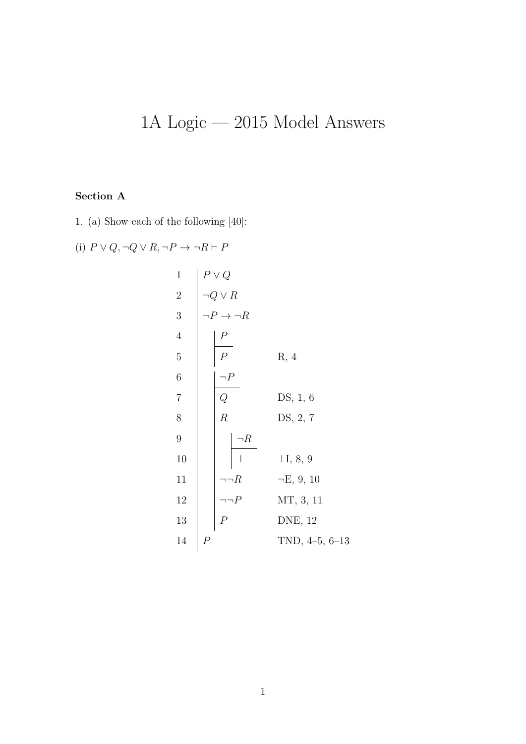# 1A Logic — 2015 Model Answers

**Section A**

1. (a) Show each of the following [40]:

(i) $P \vee Q, \neg Q \vee R, \neg P \to \neg R \vdash P$

| Line | Formula | Justification |
|---|---|---|
| 1 | $P \vee Q$ | |
| 2 | $\neg Q \vee R$ | |
| 3 | $\neg P \to \neg R$ | |
| 4 | $\quad$ \| $P$ | |
| 5 | $\quad$ \| $P$ | R, 4 |
| 6 | $\quad$ \| $\neg P$ | |
| 7 | $\quad$ \| $Q$ | DS, 1, 6 |
| 8 | $\quad$ \| $R$ | DS, 2, 7 |
| 9 | $\quad$ \| $\quad$ \| $\neg R$ | |
| 10 | $\quad$ \| $\quad$ \| $\bot$ | $\bot$I, 8, 9 |
| 11 | $\quad$ \| $\neg\neg R$ | $\neg$E, 9, 10 |
| 12 | $\quad$ \| $\neg\neg P$ | MT, 3, 11 |
| 13 | $\quad$ \| $P$ | DNE, 12 |
| 14 | $P$ | TND, 4–5, 6–13 |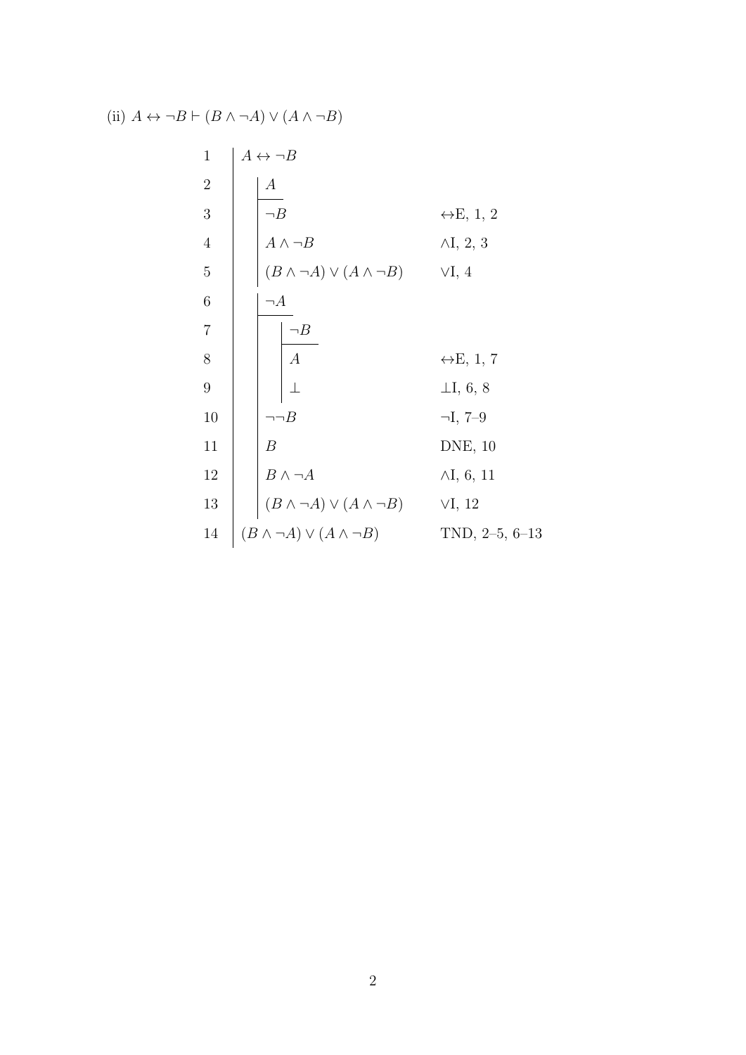(ii) $A \leftrightarrow \neg B \vdash (B \wedge \neg A) \vee (A \wedge \neg B)$

| Line | Formula | Justification |
|---|---|---|
| 1 | $A \leftrightarrow \neg B$ | |
| 2 | $\quad A$ | |
| 3 | $\quad \neg B$ | $\leftrightarrow$E, 1, 2 |
| 4 | $\quad A \wedge \neg B$ | $\wedge$I, 2, 3 |
| 5 | $\quad (B \wedge \neg A) \vee (A \wedge \neg B)$ | $\vee$I, 4 |
| 6 | $\quad \neg A$ | |
| 7 | $\quad\quad \neg B$ | |
| 8 | $\quad\quad A$ | $\leftrightarrow$E, 1, 7 |
| 9 | $\quad\quad \bot$ | $\bot$I, 6, 8 |
| 10 | $\quad \neg\neg B$ | $\neg$I, 7–9 |
| 11 | $\quad B$ | DNE, 10 |
| 12 | $\quad B \wedge \neg A$ | $\wedge$I, 6, 11 |
| 13 | $\quad (B \wedge \neg A) \vee (A \wedge \neg B)$ | $\vee$I, 12 |
| 14 | $(B \wedge \neg A) \vee (A \wedge \neg B)$ | TND, 2–5, 6–13 |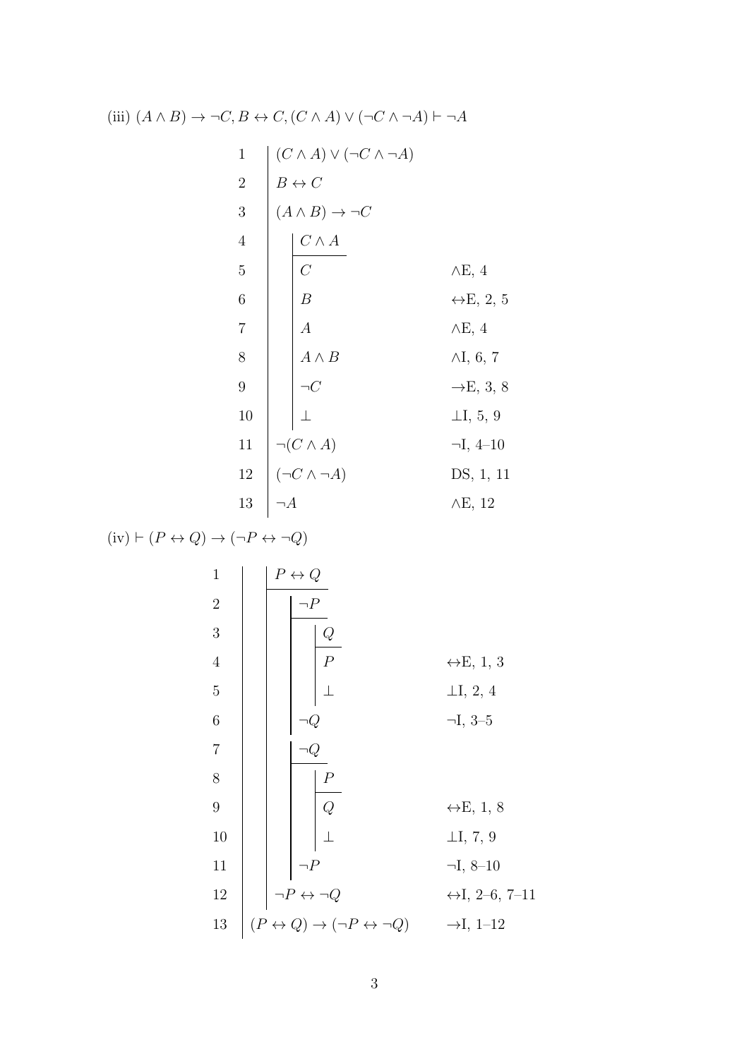(iii) $(A \wedge B) \to \neg C, B \leftrightarrow C, (C \wedge A) \vee (\neg C \wedge \neg A) \vdash \neg A$

| Line | Formula | Justification |
|---|---|---|
| 1 | $(C \wedge A) \vee (\neg C \wedge \neg A)$ | |
| 2 | $B \leftrightarrow C$ | |
| 3 | $(A \wedge B) \to \neg C$ | |
| 4 | $\quad C \wedge A$ | |
| 5 | $\quad C$ | $\wedge$E, 4 |
| 6 | $\quad B$ | $\leftrightarrow$E, 2, 5 |
| 7 | $\quad A$ | $\wedge$E, 4 |
| 8 | $\quad A \wedge B$ | $\wedge$I, 6, 7 |
| 9 | $\quad \neg C$ | $\to$E, 3, 8 |
| 10 | $\quad \bot$ | $\bot$I, 5, 9 |
| 11 | $\neg(C \wedge A)$ | $\neg$I, 4–10 |
| 12 | $(\neg C \wedge \neg A)$ | DS, 1, 11 |
| 13 | $\neg A$ | $\wedge$E, 12 |

(iv) $\vdash (P \leftrightarrow Q) \to (\neg P \leftrightarrow \neg Q)$

| Line | Formula | Justification |
|---|---|---|
| 1 | $\quad P \leftrightarrow Q$ | |
| 2 | $\quad\quad \neg P$ | |
| 3 | $\quad\quad\quad Q$ | |
| 4 | $\quad\quad\quad P$ | $\leftrightarrow$E, 1, 3 |
| 5 | $\quad\quad\quad \bot$ | $\bot$I, 2, 4 |
| 6 | $\quad\quad \neg Q$ | $\neg$I, 3–5 |
| 7 | $\quad\quad \neg Q$ | |
| 8 | $\quad\quad\quad P$ | |
| 9 | $\quad\quad\quad Q$ | $\leftrightarrow$E, 1, 8 |
| 10 | $\quad\quad\quad \bot$ | $\bot$I, 7, 9 |
| 11 | $\quad\quad \neg P$ | $\neg$I, 8–10 |
| 12 | $\quad \neg P \leftrightarrow \neg Q$ | $\leftrightarrow$I, 2–6, 7–11 |
| 13 | $(P \leftrightarrow Q) \to (\neg P \leftrightarrow \neg Q)$ | $\to$I, 1–12 |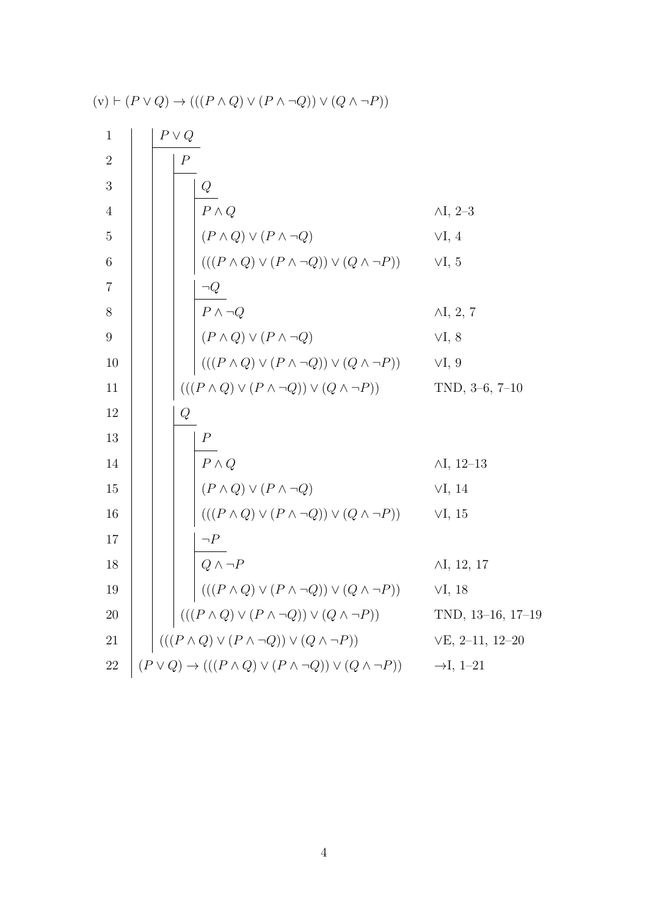(v) $\vdash (P \vee Q) \rightarrow (((P \wedge Q) \vee (P \wedge \neg Q)) \vee (Q \wedge \neg P))$

| Line | Formula | Justification |
|---|---|---|
| 1 | $P \vee Q$ | |
| 2 | $P$ | |
| 3 | $Q$ | |
| 4 | $P \wedge Q$ | $\wedge$I, 2–3 |
| 5 | $(P \wedge Q) \vee (P \wedge \neg Q)$ | $\vee$I, 4 |
| 6 | $(((P \wedge Q) \vee (P \wedge \neg Q)) \vee (Q \wedge \neg P))$ | $\vee$I, 5 |
| 7 | $\neg Q$ | |
| 8 | $P \wedge \neg Q$ | $\wedge$I, 2, 7 |
| 9 | $(P \wedge Q) \vee (P \wedge \neg Q)$ | $\vee$I, 8 |
| 10 | $(((P \wedge Q) \vee (P \wedge \neg Q)) \vee (Q \wedge \neg P))$ | $\vee$I, 9 |
| 11 | $(((P \wedge Q) \vee (P \wedge \neg Q)) \vee (Q \wedge \neg P))$ | TND, 3–6, 7–10 |
| 12 | $Q$ | |
| 13 | $P$ | |
| 14 | $P \wedge Q$ | $\wedge$I, 12–13 |
| 15 | $(P \wedge Q) \vee (P \wedge \neg Q)$ | $\vee$I, 14 |
| 16 | $(((P \wedge Q) \vee (P \wedge \neg Q)) \vee (Q \wedge \neg P))$ | $\vee$I, 15 |
| 17 | $\neg P$ | |
| 18 | $Q \wedge \neg P$ | $\wedge$I, 12, 17 |
| 19 | $(((P \wedge Q) \vee (P \wedge \neg Q)) \vee (Q \wedge \neg P))$ | $\vee$I, 18 |
| 20 | $(((P \wedge Q) \vee (P \wedge \neg Q)) \vee (Q \wedge \neg P))$ | TND, 13–16, 17–19 |
| 21 | $(((P \wedge Q) \vee (P \wedge \neg Q)) \vee (Q \wedge \neg P))$ | $\vee$E, 2–11, 12–20 |
| 22 | $(P \vee Q) \rightarrow (((P \wedge Q) \vee (P \wedge \neg Q)) \vee (Q \wedge \neg P))$ | $\rightarrow$I, 1–21 |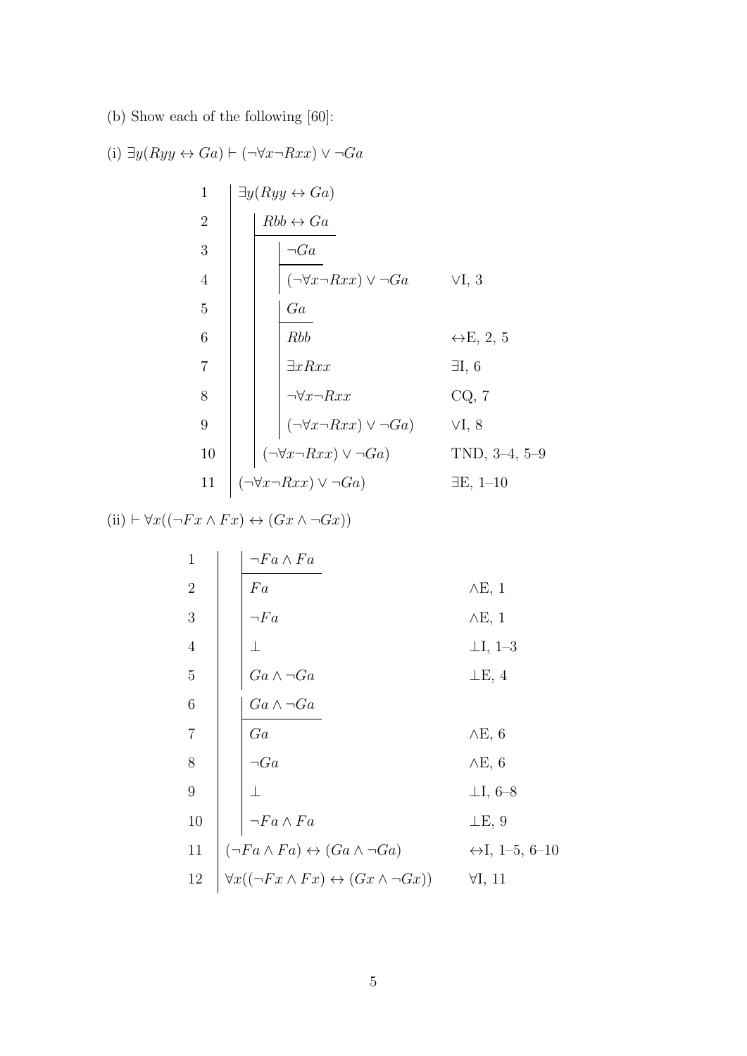(b) Show each of the following [60]:

(i) $\exists y(Ryy \leftrightarrow Ga) \vdash (\neg\forall x \neg Rxx) \vee \neg Ga$

| Line | Formula | Justification |
|---|---|---|
| 1 | $\exists y(Ryy \leftrightarrow Ga)$ | |
| 2 | $\quad Rbb \leftrightarrow Ga$ | |
| 3 | $\quad\quad \neg Ga$ | |
| 4 | $\quad\quad (\neg\forall x \neg Rxx) \vee \neg Ga$ | $\vee$I, 3 |
| 5 | $\quad\quad Ga$ | |
| 6 | $\quad\quad Rbb$ | $\leftrightarrow$E, 2, 5 |
| 7 | $\quad\quad \exists x Rxx$ | $\exists$I, 6 |
| 8 | $\quad\quad \neg\forall x \neg Rxx$ | CQ, 7 |
| 9 | $\quad\quad (\neg\forall x \neg Rxx) \vee \neg Ga)$ | $\vee$I, 8 |
| 10 | $\quad (\neg\forall x \neg Rxx) \vee \neg Ga)$ | TND, 3–4, 5–9 |
| 11 | $(\neg\forall x \neg Rxx) \vee \neg Ga)$ | $\exists$E, 1–10 |

(ii) $\vdash \forall x((\neg Fx \wedge Fx) \leftrightarrow (Gx \wedge \neg Gx))$

| Line | Formula | Justification |
|---|---|---|
| 1 | $\quad \neg Fa \wedge Fa$ | |
| 2 | $\quad Fa$ | $\wedge$E, 1 |
| 3 | $\quad \neg Fa$ | $\wedge$E, 1 |
| 4 | $\quad \bot$ | $\bot$I, 1–3 |
| 5 | $\quad Ga \wedge \neg Ga$ | $\bot$E, 4 |
| 6 | $\quad Ga \wedge \neg Ga$ | |
| 7 | $\quad Ga$ | $\wedge$E, 6 |
| 8 | $\quad \neg Ga$ | $\wedge$E, 6 |
| 9 | $\quad \bot$ | $\bot$I, 6–8 |
| 10 | $\quad \neg Fa \wedge Fa$ | $\bot$E, 9 |
| 11 | $(\neg Fa \wedge Fa) \leftrightarrow (Ga \wedge \neg Ga)$ | $\leftrightarrow$I, 1–5, 6–10 |
| 12 | $\forall x((\neg Fx \wedge Fx) \leftrightarrow (Gx \wedge \neg Gx))$ | $\forall$I, 11 |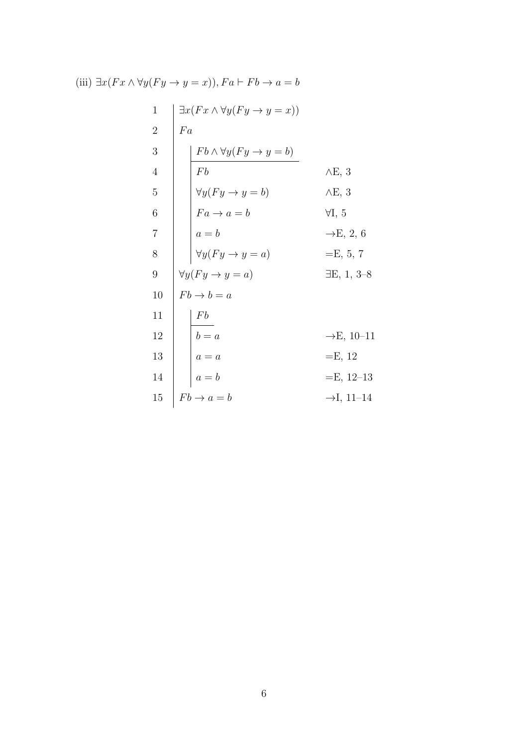(iii) $\exists x(Fx \land \forall y(Fy \to y = x)), Fa \vdash Fb \to a = b$

| Line | Formula | Justification |
|---|---|---|
| 1 | $\exists x(Fx \land \forall y(Fy \to y = x))$ | |
| 2 | $Fa$ | |
| 3 | $\quad Fb \land \forall y(Fy \to y = b)$ | |
| 4 | $\quad Fb$ | $\land$E, 3 |
| 5 | $\quad \forall y(Fy \to y = b)$ | $\land$E, 3 |
| 6 | $\quad Fa \to a = b$ | $\forall$I, 5 |
| 7 | $\quad a = b$ | $\to$E, 2, 6 |
| 8 | $\quad \forall y(Fy \to y = a)$ | $=$E, 5, 7 |
| 9 | $\forall y(Fy \to y = a)$ | $\exists$E, 1, 3–8 |
| 10 | $Fb \to b = a$ | |
| 11 | $\quad Fb$ | |
| 12 | $\quad b = a$ | $\to$E, 10–11 |
| 13 | $\quad a = a$ | $=$E, 12 |
| 14 | $\quad a = b$ | $=$E, 12–13 |
| 15 | $Fb \to a = b$ | $\to$I, 11–14 |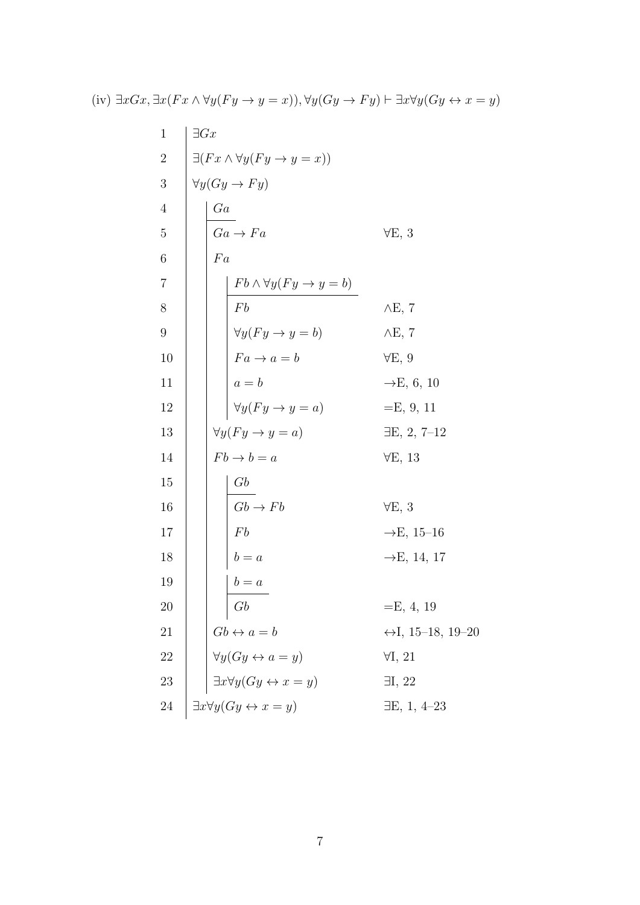(iv) $\exists xGx, \exists x(Fx \wedge \forall y(Fy \rightarrow y = x)), \forall y(Gy \rightarrow Fy) \vdash \exists x\forall y(Gy \leftrightarrow x = y)$

| Line | Formula | Justification |
|---|---|---|
| 1 | $\exists Gx$ | |
| 2 | $\exists(Fx \wedge \forall y(Fy \rightarrow y = x))$ | |
| 3 | $\forall y(Gy \rightarrow Fy)$ | |
| 4 | $\quad Ga$ | |
| 5 | $\quad Ga \rightarrow Fa$ | $\forall$E, 3 |
| 6 | $\quad Fa$ | |
| 7 | $\quad\quad Fb \wedge \forall y(Fy \rightarrow y = b)$ | |
| 8 | $\quad\quad Fb$ | $\wedge$E, 7 |
| 9 | $\quad\quad \forall y(Fy \rightarrow y = b)$ | $\wedge$E, 7 |
| 10 | $\quad\quad Fa \rightarrow a = b$ | $\forall$E, 9 |
| 11 | $\quad\quad a = b$ | $\rightarrow$E, 6, 10 |
| 12 | $\quad\quad \forall y(Fy \rightarrow y = a)$ | =E, 9, 11 |
| 13 | $\quad \forall y(Fy \rightarrow y = a)$ | $\exists$E, 2, 7–12 |
| 14 | $\quad Fb \rightarrow b = a$ | $\forall$E, 13 |
| 15 | $\quad\quad Gb$ | |
| 16 | $\quad\quad Gb \rightarrow Fb$ | $\forall$E, 3 |
| 17 | $\quad\quad Fb$ | $\rightarrow$E, 15–16 |
| 18 | $\quad\quad b = a$ | $\rightarrow$E, 14, 17 |
| 19 | $\quad\quad b = a$ | |
| 20 | $\quad\quad Gb$ | =E, 4, 19 |
| 21 | $\quad Gb \leftrightarrow a = b$ | $\leftrightarrow$I, 15–18, 19–20 |
| 22 | $\quad \forall y(Gy \leftrightarrow a = y)$ | $\forall$I, 21 |
| 23 | $\quad \exists x\forall y(Gy \leftrightarrow x = y)$ | $\exists$I, 22 |
| 24 | $\exists x\forall y(Gy \leftrightarrow x = y)$ | $\exists$E, 1, 4–23 |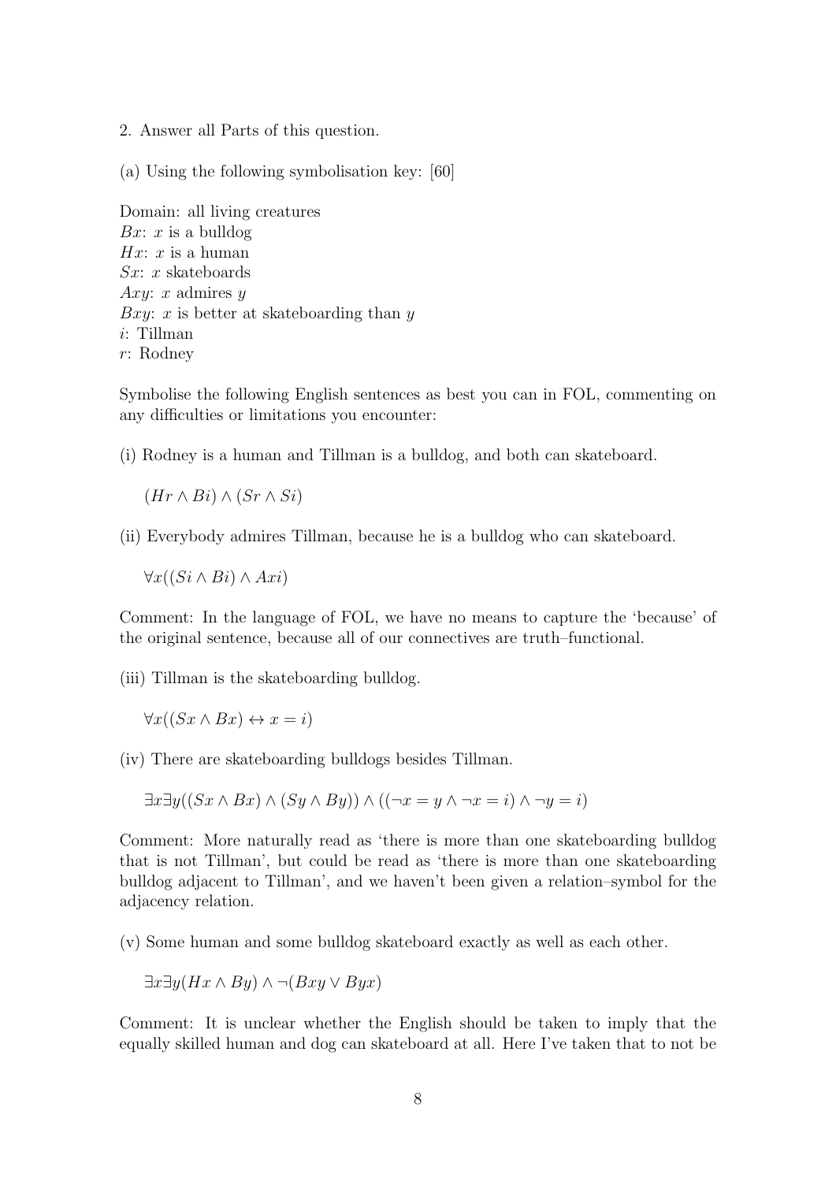2. Answer all Parts of this question.

(a) Using the following symbolisation key: [60]

Domain: all living creatures
$Bx$: $x$ is a bulldog
$Hx$: $x$ is a human
$Sx$: $x$ skateboards
$Axy$: $x$ admires $y$
$Bxy$: $x$ is better at skateboarding than $y$
$i$: Tillman
$r$: Rodney

Symbolise the following English sentences as best you can in FOL, commenting on any difficulties or limitations you encounter:

(i) Rodney is a human and Tillman is a bulldog, and both can skateboard.

$$(Hr \wedge Bi) \wedge (Sr \wedge Si)$$

(ii) Everybody admires Tillman, because he is a bulldog who can skateboard.

$$\forall x((Si \wedge Bi) \wedge Axi)$$

Comment: In the language of FOL, we have no means to capture the 'because' of the original sentence, because all of our connectives are truth–functional.

(iii) Tillman is the skateboarding bulldog.

$$\forall x((Sx \wedge Bx) \leftrightarrow x = i)$$

(iv) There are skateboarding bulldogs besides Tillman.

$$\exists x \exists y((Sx \wedge Bx) \wedge (Sy \wedge By)) \wedge ((\neg x = y \wedge \neg x = i) \wedge \neg y = i)$$

Comment: More naturally read as 'there is more than one skateboarding bulldog that is not Tillman', but could be read as 'there is more than one skateboarding bulldog adjacent to Tillman', and we haven't been given a relation–symbol for the adjacency relation.

(v) Some human and some bulldog skateboard exactly as well as each other.

$$\exists x \exists y(Hx \wedge By) \wedge \neg(Bxy \vee Byx)$$

Comment: It is unclear whether the English should be taken to imply that the equally skilled human and dog can skateboard at all. Here I've taken that to not be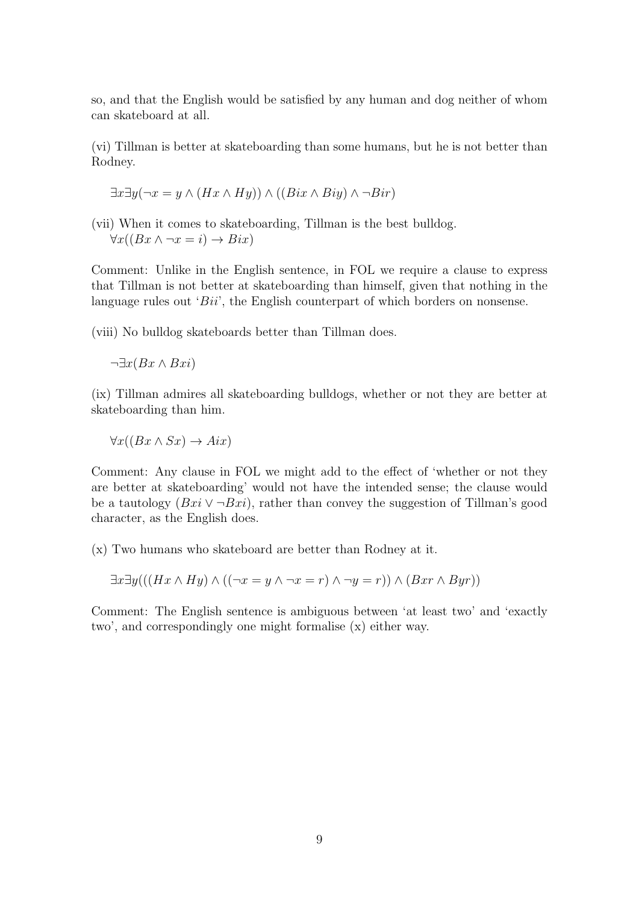so, and that the English would be satisfied by any human and dog neither of whom can skateboard at all.

(vi) Tillman is better at skateboarding than some humans, but he is not better than Rodney.

$\exists x \exists y(\neg x = y \land (Hx \land Hy)) \land ((Bix \land Biy) \land \neg Bir)$

(vii) When it comes to skateboarding, Tillman is the best bulldog.
$\forall x((Bx \land \neg x = i) \to Bix)$

Comment: Unlike in the English sentence, in FOL we require a clause to express that Tillman is not better at skateboarding than himself, given that nothing in the language rules out '$Bii$', the English counterpart of which borders on nonsense.

(viii) No bulldog skateboards better than Tillman does.

$\neg\exists x(Bx \land Bxi)$

(ix) Tillman admires all skateboarding bulldogs, whether or not they are better at skateboarding than him.

$\forall x((Bx \land Sx) \to Aix)$

Comment: Any clause in FOL we might add to the effect of 'whether or not they are better at skateboarding' would not have the intended sense; the clause would be a tautology ($Bxi \lor \neg Bxi$), rather than convey the suggestion of Tillman's good character, as the English does.

(x) Two humans who skateboard are better than Rodney at it.

$\exists x \exists y(((Hx \land Hy) \land ((\neg x = y \land \neg x = r) \land \neg y = r)) \land (Bxr \land Byr))$

Comment: The English sentence is ambiguous between 'at least two' and 'exactly two', and correspondingly one might formalise (x) either way.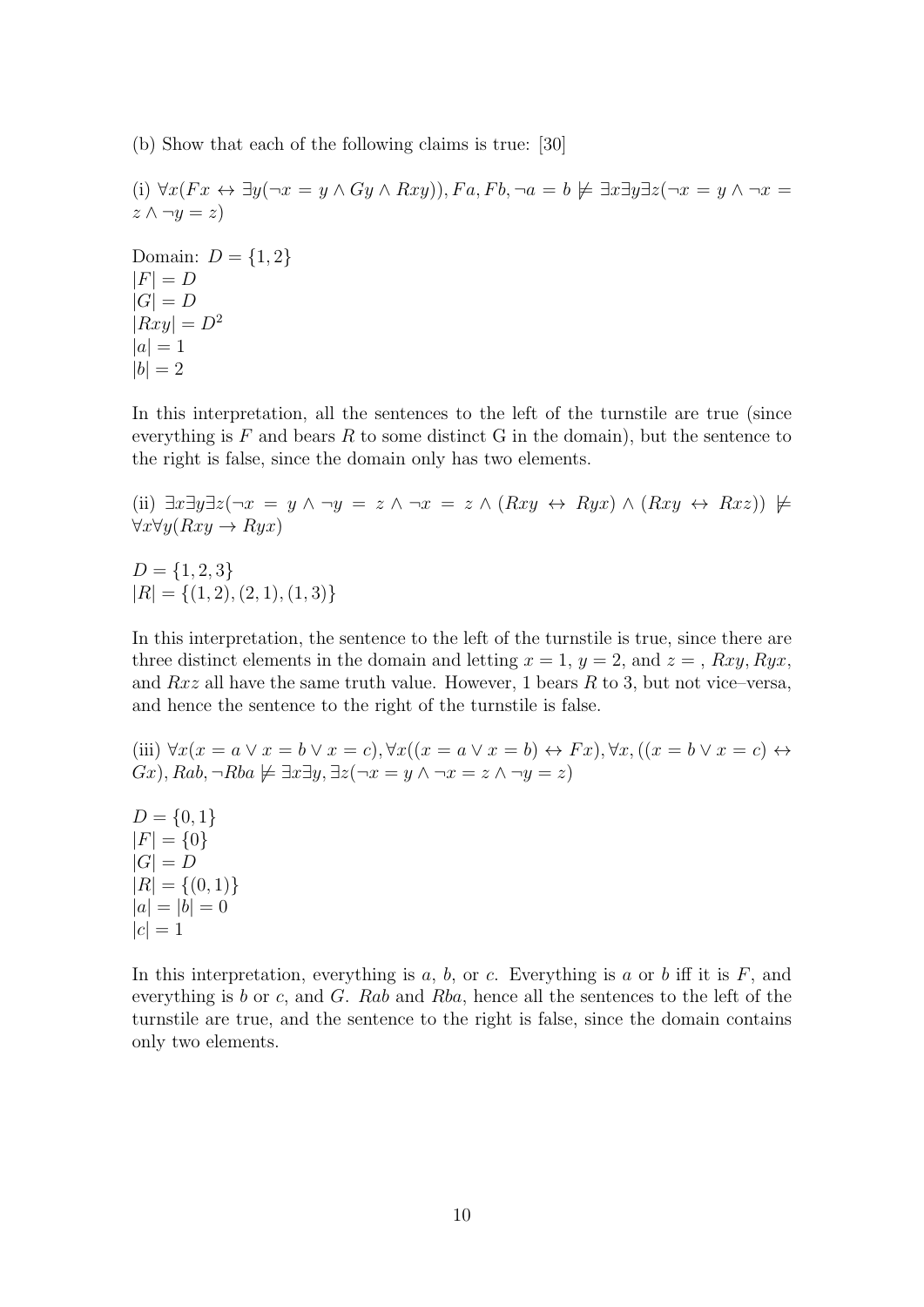(b) Show that each of the following claims is true: [30]

(i) $\forall x(Fx \leftrightarrow \exists y(\neg x = y \wedge Gy \wedge Rxy)), Fa, Fb, \neg a = b \not\models \exists x \exists y \exists z(\neg x = y \wedge \neg x = z \wedge \neg y = z)$

Domain: $D = \{1, 2\}$  
$|F| = D$  
$|G| = D$  
$|Rxy| = D^2$  
$|a| = 1$  
$|b| = 2$

In this interpretation, all the sentences to the left of the turnstile are true (since everything is $F$ and bears $R$ to some distinct G in the domain), but the sentence to the right is false, since the domain only has two elements.

(ii) $\exists x \exists y \exists z(\neg x = y \wedge \neg y = z \wedge \neg x = z \wedge (Rxy \leftrightarrow Ryx) \wedge (Rxy \leftrightarrow Rxz)) \not\models \forall x \forall y(Rxy \rightarrow Ryx)$

$D = \{1, 2, 3\}$  
$|R| = \{(1, 2), (2, 1), (1, 3)\}$

In this interpretation, the sentence to the left of the turnstile is true, since there are three distinct elements in the domain and letting $x = 1$, $y = 2$, and $z =$ , $Rxy, Ryx$, and $Rxz$ all have the same truth value. However, 1 bears $R$ to 3, but not vice–versa, and hence the sentence to the right of the turnstile is false.

(iii) $\forall x(x = a \vee x = b \vee x = c), \forall x((x = a \vee x = b) \leftrightarrow Fx), \forall x, ((x = b \vee x = c) \leftrightarrow Gx), Rab, \neg Rba \not\models \exists x \exists y, \exists z(\neg x = y \wedge \neg x = z \wedge \neg y = z)$

$D = \{0, 1\}$  
$|F| = \{0\}$  
$|G| = D$  
$|R| = \{(0, 1)\}$  
$|a| = |b| = 0$  
$|c| = 1$

In this interpretation, everything is $a$, $b$, or $c$. Everything is $a$ or $b$ iff it is $F$, and everything is $b$ or $c$, and $G$. $Rab$ and $Rba$, hence all the sentences to the left of the turnstile are true, and the sentence to the right is false, since the domain contains only two elements.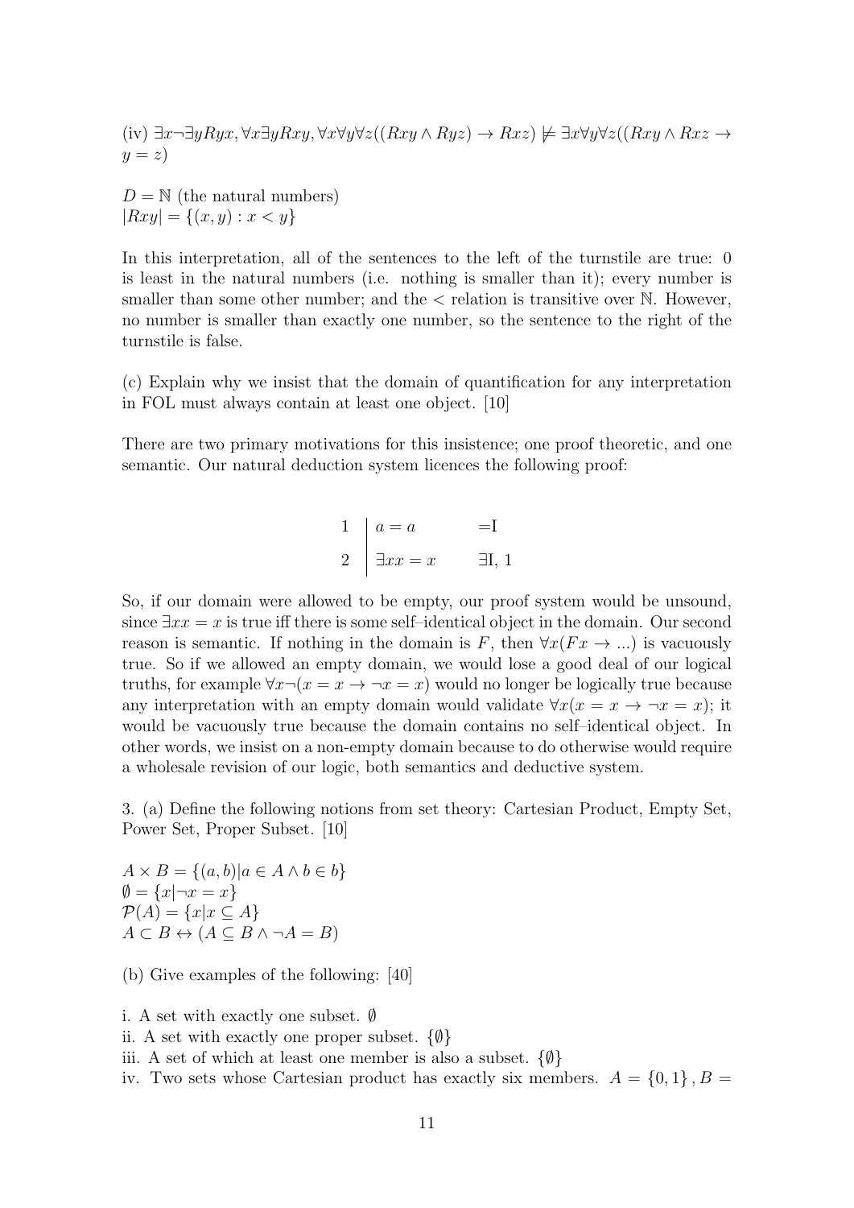(iv) $\exists x \neg \exists y Ryx, \forall x \exists y Rxy, \forall x \forall y \forall z((Rxy \land Ryz) \rightarrow Rxz) \not\models \exists x \forall y \forall z((Rxy \land Rxz \rightarrow y = z)$

$D = \mathbb{N}$ (the natural numbers)
$|Rxy| = \{(x, y) : x < y\}$

In this interpretation, all of the sentences to the left of the turnstile are true: 0 is least in the natural numbers (i.e. nothing is smaller than it); every number is smaller than some other number; and the $<$ relation is transitive over $\mathbb{N}$. However, no number is smaller than exactly one number, so the sentence to the right of the turnstile is false.

(c) Explain why we insist that the domain of quantification for any interpretation in FOL must always contain at least one object. [10]

There are two primary motivations for this insistence; one proof theoretic, and one semantic. Our natural deduction system licences the following proof:

| | | |
|---|---|---|
| 1 | $a = a$ | =I |
| 2 | $\exists x x = x$ | $\exists$I, 1 |

So, if our domain were allowed to be empty, our proof system would be unsound, since $\exists x x = x$ is true iff there is some self–identical object in the domain. Our second reason is semantic. If nothing in the domain is $F$, then $\forall x(Fx \rightarrow ...)$ is vacuously true. So if we allowed an empty domain, we would lose a good deal of our logical truths, for example $\forall x \neg(x = x \rightarrow \neg x = x)$ would no longer be logically true because any interpretation with an empty domain would validate $\forall x(x = x \rightarrow \neg x = x)$; it would be vacuously true because the domain contains no self–identical object. In other words, we insist on a non-empty domain because to do otherwise would require a wholesale revision of our logic, both semantics and deductive system.

3. (a) Define the following notions from set theory: Cartesian Product, Empty Set, Power Set, Proper Subset. [10]

$A \times B = \{(a, b) | a \in A \land b \in b\}$
$\emptyset = \{x | \neg x = x\}$
$\mathcal{P}(A) = \{x | x \subseteq A\}$
$A \subset B \leftrightarrow (A \subseteq B \land \neg A = B)$

(b) Give examples of the following: [40]

i. A set with exactly one subset. $\emptyset$
ii. A set with exactly one proper subset. $\{\emptyset\}$
iii. A set of which at least one member is also a subset. $\{\emptyset\}$
iv. Two sets whose Cartesian product has exactly six members. $A = \{0, 1\}, B =$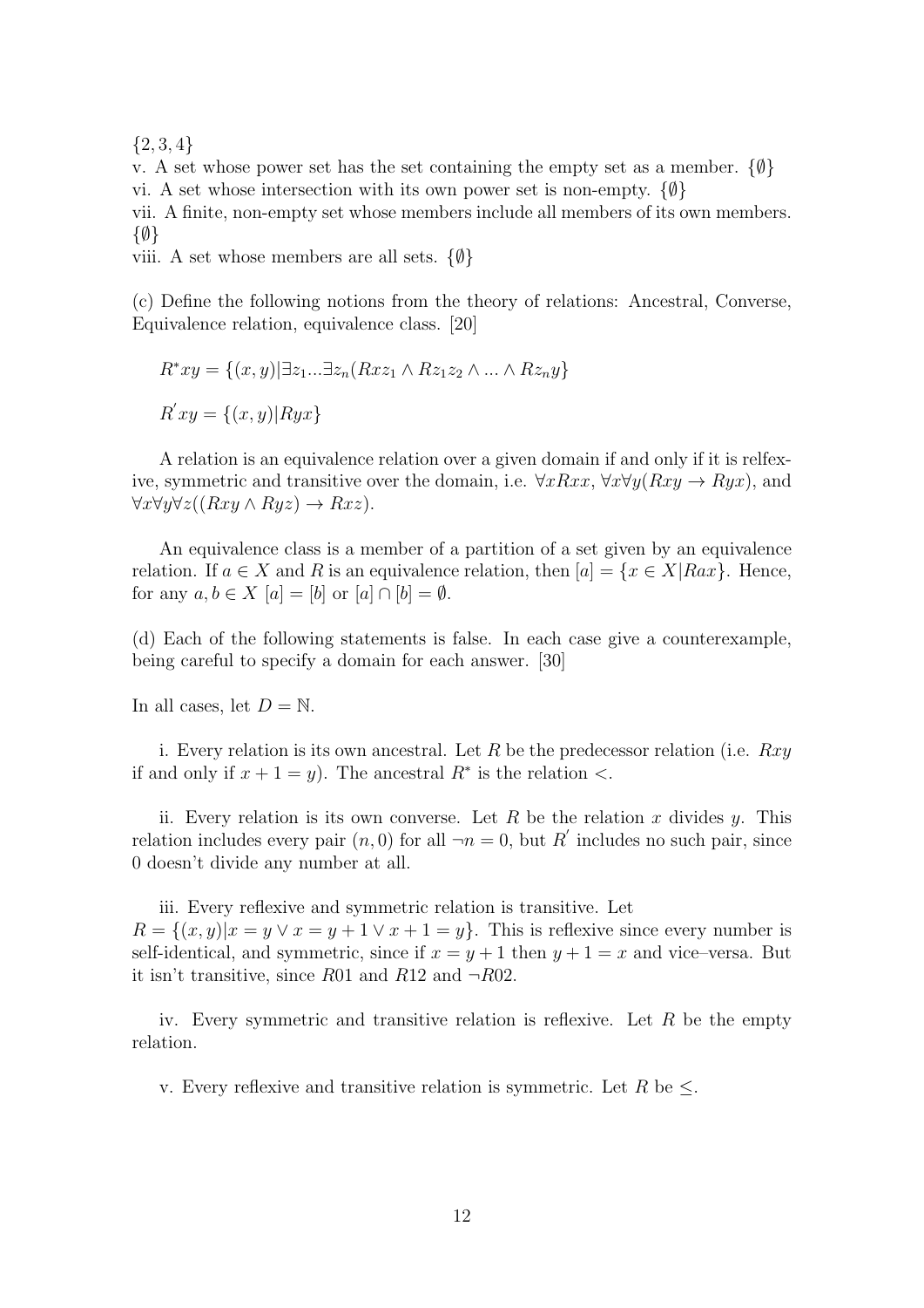$\{2, 3, 4\}$

v. A set whose power set has the set containing the empty set as a member. $\{\emptyset\}$

vi. A set whose intersection with its own power set is non-empty. $\{\emptyset\}$

vii. A finite, non-empty set whose members include all members of its own members. $\{\emptyset\}$

viii. A set whose members are all sets. $\{\emptyset\}$

(c) Define the following notions from the theory of relations: Ancestral, Converse, Equivalence relation, equivalence class. [20]

$$R^*xy = \{(x,y)|\exists z_1...\exists z_n(Rxz_1 \wedge Rz_1z_2 \wedge ... \wedge Rz_ny\}$$

$$R^{'}xy = \{(x,y)|Ryx\}$$

A relation is an equivalence relation over a given domain if and only if it is relfexive, symmetric and transitive over the domain, i.e. $\forall xRxx$, $\forall x\forall y(Rxy \rightarrow Ryx)$, and $\forall x\forall y\forall z((Rxy \wedge Ryz) \rightarrow Rxz)$.

An equivalence class is a member of a partition of a set given by an equivalence relation. If $a \in X$ and $R$ is an equivalence relation, then $[a] = \{x \in X|Rax\}$. Hence, for any $a, b \in X$ $[a] = [b]$ or $[a] \cap [b] = \emptyset$.

(d) Each of the following statements is false. In each case give a counterexample, being careful to specify a domain for each answer. [30]

In all cases, let $D = \mathbb{N}$.

i. Every relation is its own ancestral. Let $R$ be the predecessor relation (i.e. $Rxy$ if and only if $x + 1 = y$). The ancestral $R^*$ is the relation $<$.

ii. Every relation is its own converse. Let $R$ be the relation $x$ divides $y$. This relation includes every pair $(n, 0)$ for all $\neg n = 0$, but $R^{'}$ includes no such pair, since 0 doesn't divide any number at all.

iii. Every reflexive and symmetric relation is transitive. Let $R = \{(x, y)|x = y \vee x = y + 1 \vee x + 1 = y\}$. This is reflexive since every number is self-identical, and symmetric, since if $x = y + 1$ then $y + 1 = x$ and vice–versa. But it isn't transitive, since $R01$ and $R12$ and $\neg R02$.

iv. Every symmetric and transitive relation is reflexive. Let $R$ be the empty relation.

v. Every reflexive and transitive relation is symmetric. Let $R$ be $\leq$.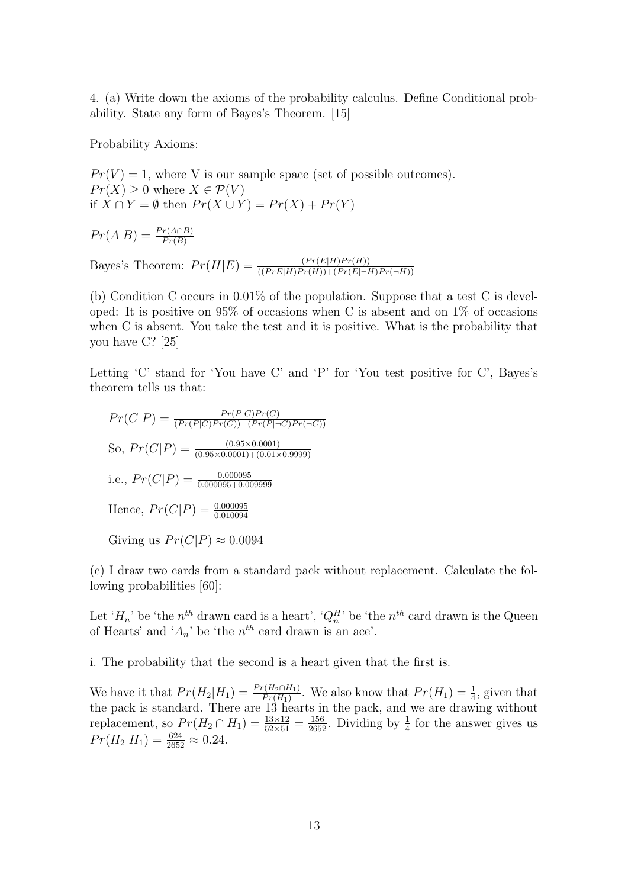4. (a) Write down the axioms of the probability calculus. Define Conditional probability. State any form of Bayes's Theorem. [15]

Probability Axioms:

$Pr(V) = 1$, where V is our sample space (set of possible outcomes).
$Pr(X) \geq 0$ where $X \in \mathcal{P}(V)$
if $X \cap Y = \emptyset$ then $Pr(X \cup Y) = Pr(X) + Pr(Y)$

$Pr(A|B) = \frac{Pr(A \cap B)}{Pr(B)}$

Bayes's Theorem: $Pr(H|E) = \frac{(Pr(E|H)Pr(H))}{((PrE|H)Pr(H))+(Pr(E|\neg H)Pr(\neg H))}$

(b) Condition C occurs in 0.01% of the population. Suppose that a test C is developed: It is positive on 95% of occasions when C is absent and on 1% of occasions when C is absent. You take the test and it is positive. What is the probability that you have C? [25]

Letting 'C' stand for 'You have C' and 'P' for 'You test positive for C', Bayes's theorem tells us that:

$Pr(C|P) = \frac{Pr(P|C)Pr(C)}{(Pr(P|C)Pr(C))+(Pr(P|\neg C)Pr(\neg C))}$

So, $Pr(C|P) = \frac{(0.95 \times 0.0001)}{(0.95 \times 0.0001)+(0.01 \times 0.9999)}$

i.e., $Pr(C|P) = \frac{0.000095}{0.000095+0.009999}$

Hence, $Pr(C|P) = \frac{0.000095}{0.010094}$

Giving us $Pr(C|P) \approx 0.0094$

(c) I draw two cards from a standard pack without replacement. Calculate the following probabilities [60]:

Let '$H_n$' be 'the $n^{th}$ drawn card is a heart', '$Q_n^H$' be 'the $n^{th}$ card drawn is the Queen of Hearts' and '$A_n$' be 'the $n^{th}$ card drawn is an ace'.

i. The probability that the second is a heart given that the first is.

We have it that $Pr(H_2|H_1) = \frac{Pr(H_2 \cap H_1)}{Pr(H_1)}$. We also know that $Pr(H_1) = \frac{1}{4}$, given that the pack is standard. There are 13 hearts in the pack, and we are drawing without replacement, so $Pr(H_2 \cap H_1) = \frac{13 \times 12}{52 \times 51} = \frac{156}{2652}$. Dividing by $\frac{1}{4}$ for the answer gives us $Pr(H_2|H_1) = \frac{624}{2652} \approx 0.24$.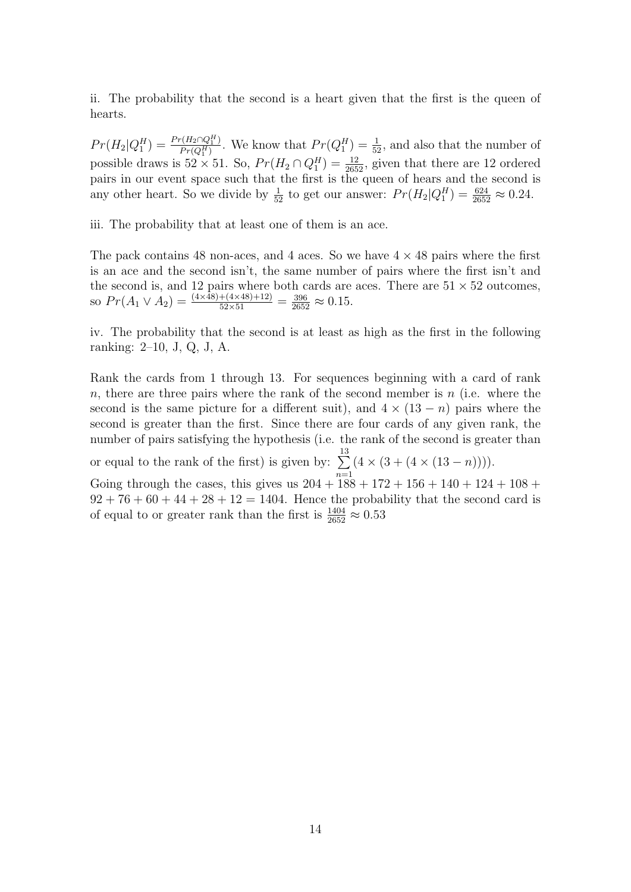ii. The probability that the second is a heart given that the first is the queen of hearts.

$Pr(H_2|Q_1^H) = \frac{Pr(H_2 \cap Q_1^H)}{Pr(Q_1^H)}$. We know that $Pr(Q_1^H) = \frac{1}{52}$, and also that the number of possible draws is $52 \times 51$. So, $Pr(H_2 \cap Q_1^H) = \frac{12}{2652}$, given that there are 12 ordered pairs in our event space such that the first is the queen of hearts and the second is any other heart. So we divide by $\frac{1}{52}$ to get our answer: $Pr(H_2|Q_1^H) = \frac{624}{2652} \approx 0.24$.

iii. The probability that at least one of them is an ace.

The pack contains 48 non-aces, and 4 aces. So we have $4 \times 48$ pairs where the first is an ace and the second isn't, the same number of pairs where the first isn't and the second is, and 12 pairs where both cards are aces. There are $51 \times 52$ outcomes, so $Pr(A_1 \vee A_2) = \frac{(4 \times 48) + (4 \times 48) + 12)}{52 \times 51} = \frac{396}{2652} \approx 0.15$.

iv. The probability that the second is at least as high as the first in the following ranking: 2–10, J, Q, J, A.

Rank the cards from 1 through 13. For sequences beginning with a card of rank $n$, there are three pairs where the rank of the second member is $n$ (i.e. where the second is the same picture for a different suit), and $4 \times (13 - n)$ pairs where the second is greater than the first. Since there are four cards of any given rank, the number of pairs satisfying the hypothesis (i.e. the rank of the second is greater than or equal to the rank of the first) is given by: $\sum_{n=1}^{13} (4 \times (3 + (4 \times (13 - n))))$.
Going through the cases, this gives us $204 + 188 + 172 + 156 + 140 + 124 + 108 + 92 + 76 + 60 + 44 + 28 + 12 = 1404$. Hence the probability that the second card is of equal to or greater rank than the first is $\frac{1404}{2652} \approx 0.53$